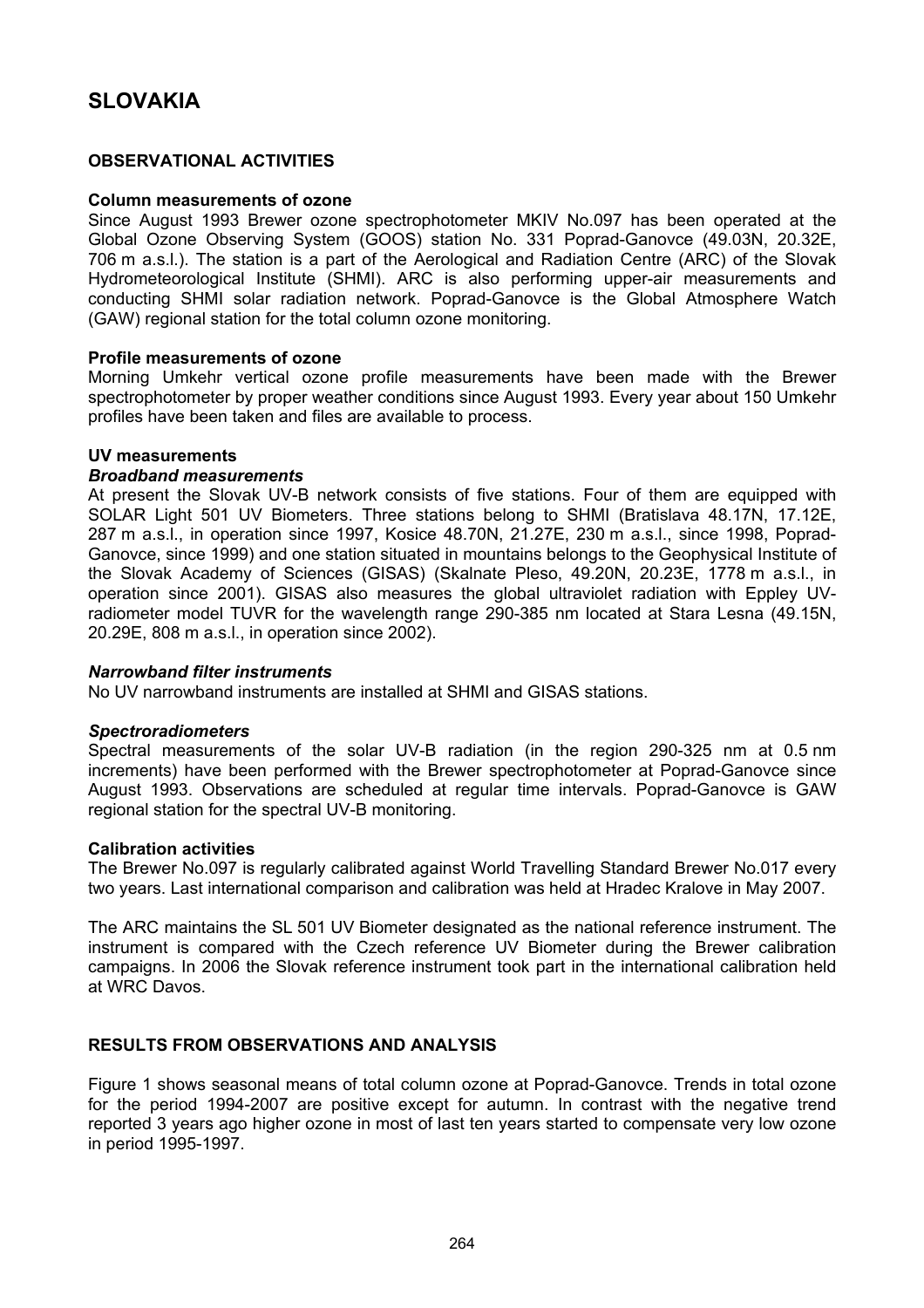# SLOVAKIA

## OBSERVATIONAL ACTIVITIES

### Column measurements of ozone

Since August 1993 Brewer ozone spectrophotometer MKIV No.097 has been operated at the Global Ozone Observing System (GOOS) station No. 331 Poprad-Ganovce (49.03N, 20.32E, 706 m a.s.l.). The station is a part of the Aerological and Radiation Centre (ARC) of the Slovak Hydrometeorological Institute (SHMI). ARC is also performing upper-air measurements and conducting SHMI solar radiation network. Poprad-Ganovce is the Global Atmosphere Watch (GAW) regional station for the total column ozone monitoring.

### Profile measurements of ozone

Morning Umkehr vertical ozone profile measurements have been made with the Brewer spectrophotometer by proper weather conditions since August 1993. Every year about 150 Umkehr profiles have been taken and files are available to process.

### UV measurements

#### *Broadband measurements*

At present the Slovak UV-B network consists of five stations. Four of them are equipped with SOLAR Light 501 UV Biometers. Three stations belong to SHMI (Bratislava 48.17N, 17.12E, 287 m a.s.l., in operation since 1997, Kosice 48.70N, 21.27E, 230 m a.s.l., since 1998, Poprad-Ganovce, since 1999) and one station situated in mountains belongs to the Geophysical Institute of the Slovak Academy of Sciences (GISAS) (Skalnate Pleso, 49.20N, 20.23E, 1778 m a.s.l., in operation since 2001). GISAS also measures the global ultraviolet radiation with Eppley UV-radiometer model TUVR for the wavelength range 290-385 nm located at Stara Lesna (49.15N, 20.29E, 808 m a.s.l., in operation since 2002).

#### *Narrowband filter instruments*

No UV narrowband instruments are installed at SHMI and GISAS stations.

#### *Spectroradiometers*

Spectral measurements of the solar UV-B radiation (in the region 290-325 nm at 0.5 nm increments) have been performed with the Brewer spectrophotometer at Poprad-Ganovce since August 1993. Observations are scheduled at regular time intervals. Poprad-Ganovce is GAW regional station for the spectral UV-B monitoring.

### Calibration activities

The Brewer No.097 is regularly calibrated against World Travelling Standard Brewer No.017 every two years. Last international comparison and calibration was held at Hradec Kralove in May 2007.

The ARC maintains the SL 501 UV Biometer designated as the national reference instrument. The instrument is compared with the Czech reference UV Biometer during the Brewer calibration campaigns. In 2006 the Slovak reference instrument took part in the international calibration held at WRC Davos.

## RESULTS FROM OBSERVATIONS AND ANALYSIS

Figure 1 shows seasonal means of total column ozone at Poprad-Ganovce. Trends in total ozone for the period 1994-2007 are positive except for autumn. In contrast with the negative trend reported 3 years ago higher ozone in most of last ten years started to compensate very low ozone in period 1995-1997.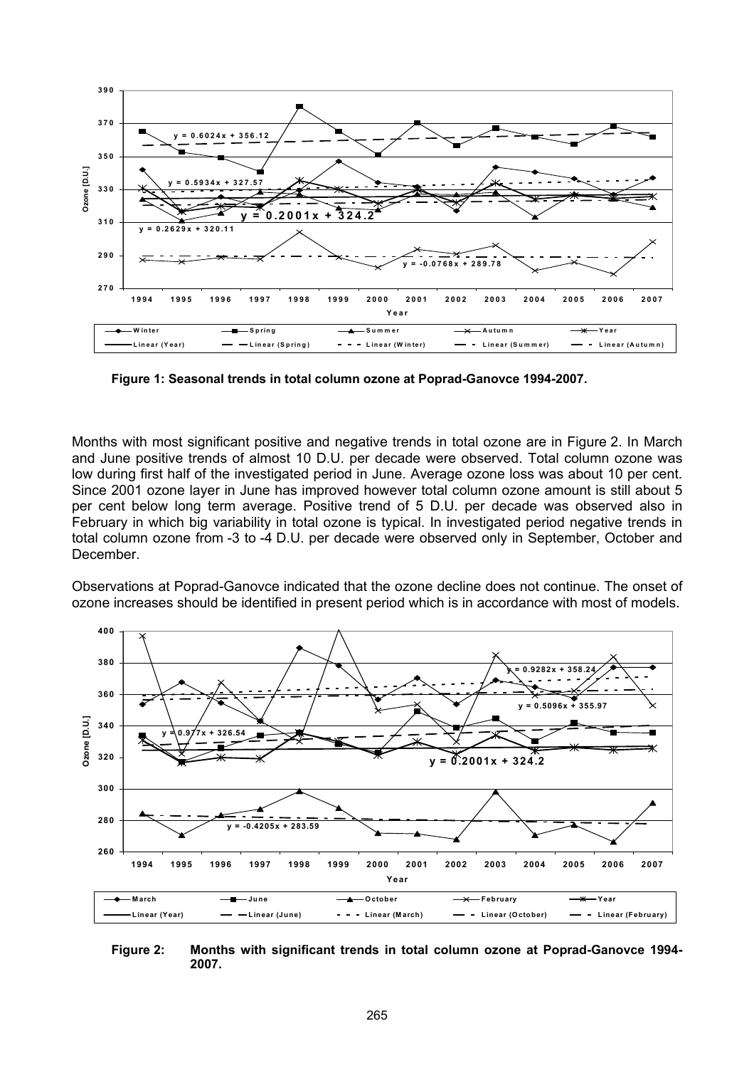**Figure 1: Seasonal trends in total column ozone at Poprad-Ganovce 1994-2007.**

Months with most significant positive and negative trends in total ozone are in Figure 2. In March and June positive trends of almost 10 D.U. per decade were observed. Total column ozone was low during first half of the investigated period in June. Average ozone loss was about 10 per cent. Since 2001 ozone layer in June has improved however total column ozone amount is still about 5 per cent below long term average. Positive trend of 5 D.U. per decade was observed also in February in which big variability in total ozone is typical. In investigated period negative trends in total column ozone from -3 to -4 D.U. per decade were observed only in September, October and December.

Observations at Poprad-Ganovce indicated that the ozone decline does not continue. The onset of ozone increases should be identified in present period which is in accordance with most of models.

**Figure 2: Months with significant trends in total column ozone at Poprad-Ganovce 1994-2007.**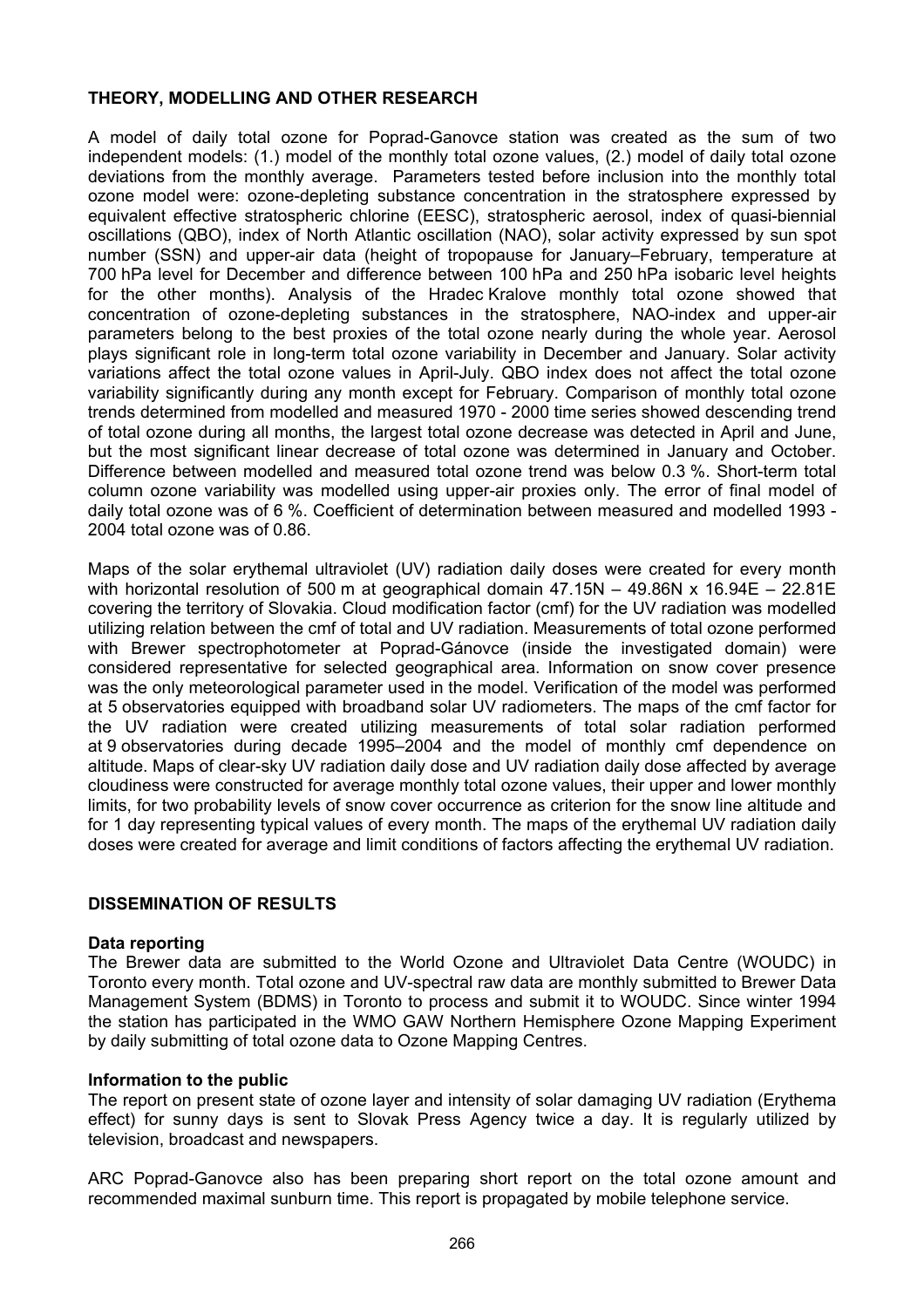## THEORY, MODELLING AND OTHER RESEARCH

A model of daily total ozone for Poprad-Ganovce station was created as the sum of two independent models: (1.) model of the monthly total ozone values, (2.) model of daily total ozone deviations from the monthly average. Parameters tested before inclusion into the monthly total ozone model were: ozone-depleting substance concentration in the stratosphere expressed by equivalent effective stratospheric chlorine (EESC), stratospheric aerosol, index of quasi-biennial oscillations (QBO), index of North Atlantic oscillation (NAO), solar activity expressed by sun spot number (SSN) and upper-air data (height of tropopause for January–February, temperature at 700 hPa level for December and difference between 100 hPa and 250 hPa isobaric level heights for the other months). Analysis of the Hradec Kralove monthly total ozone showed that concentration of ozone-depleting substances in the stratosphere, NAO-index and upper-air parameters belong to the best proxies of the total ozone nearly during the whole year. Aerosol plays significant role in long-term total ozone variability in December and January. Solar activity variations affect the total ozone values in April-July. QBO index does not affect the total ozone variability significantly during any month except for February. Comparison of monthly total ozone trends determined from modelled and measured 1970 - 2000 time series showed descending trend of total ozone during all months, the largest total ozone decrease was detected in April and June, but the most significant linear decrease of total ozone was determined in January and October. Difference between modelled and measured total ozone trend was below 0.3 %. Short-term total column ozone variability was modelled using upper-air proxies only. The error of final model of daily total ozone was of 6 %. Coefficient of determination between measured and modelled 1993 - 2004 total ozone was of 0.86.

Maps of the solar erythemal ultraviolet (UV) radiation daily doses were created for every month with horizontal resolution of 500 m at geographical domain 47.15N – 49.86N x 16.94E – 22.81E covering the territory of Slovakia. Cloud modification factor (cmf) for the UV radiation was modelled utilizing relation between the cmf of total and UV radiation. Measurements of total ozone performed with Brewer spectrophotometer at Poprad-Gánovce (inside the investigated domain) were considered representative for selected geographical area. Information on snow cover presence was the only meteorological parameter used in the model. Verification of the model was performed at 5 observatories equipped with broadband solar UV radiometers. The maps of the cmf factor for the UV radiation were created utilizing measurements of total solar radiation performed at 9 observatories during decade 1995–2004 and the model of monthly cmf dependence on altitude. Maps of clear-sky UV radiation daily dose and UV radiation daily dose affected by average cloudiness were constructed for average monthly total ozone values, their upper and lower monthly limits, for two probability levels of snow cover occurrence as criterion for the snow line altitude and for 1 day representing typical values of every month. The maps of the erythemal UV radiation daily doses were created for average and limit conditions of factors affecting the erythemal UV radiation.

## DISSEMINATION OF RESULTS

### Data reporting

The Brewer data are submitted to the World Ozone and Ultraviolet Data Centre (WOUDC) in Toronto every month. Total ozone and UV-spectral raw data are monthly submitted to Brewer Data Management System (BDMS) in Toronto to process and submit it to WOUDC. Since winter 1994 the station has participated in the WMO GAW Northern Hemisphere Ozone Mapping Experiment by daily submitting of total ozone data to Ozone Mapping Centres.

### Information to the public

The report on present state of ozone layer and intensity of solar damaging UV radiation (Erythema effect) for sunny days is sent to Slovak Press Agency twice a day. It is regularly utilized by television, broadcast and newspapers.

ARC Poprad-Ganovce also has been preparing short report on the total ozone amount and recommended maximal sunburn time. This report is propagated by mobile telephone service.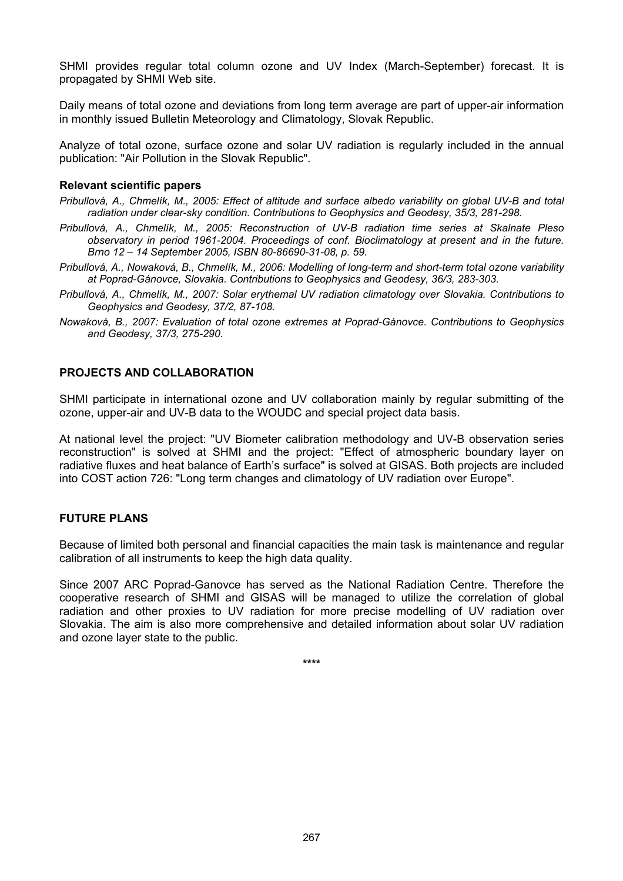SHMI provides regular total column ozone and UV Index (March-September) forecast. It is propagated by SHMI Web site.

Daily means of total ozone and deviations from long term average are part of upper-air information in monthly issued Bulletin Meteorology and Climatology, Slovak Republic.

Analyze of total ozone, surface ozone and solar UV radiation is regularly included in the annual publication: "Air Pollution in the Slovak Republic".

#### Relevant scientific papers

*Pribullová, A., Chmelík, M., 2005: Effect of altitude and surface albedo variability on global UV-B and total radiation under clear-sky condition. Contributions to Geophysics and Geodesy, 35/3, 281-298.*

*Pribullová, A., Chmelík, M., 2005: Reconstruction of UV-B radiation time series at Skalnate Pleso observatory in period 1961-2004. Proceedings of conf. Bioclimatology at present and in the future. Brno 12 – 14 September 2005, ISBN 80-86690-31-08, p. 59.*

*Pribullová, A., Nowaková, B., Chmelík, M., 2006: Modelling of long-term and short-term total ozone variability at Poprad-Gánovce, Slovakia. Contributions to Geophysics and Geodesy, 36/3, 283-303.*

*Pribullová, A., Chmelík, M., 2007: Solar erythemal UV radiation climatology over Slovakia. Contributions to Geophysics and Geodesy, 37/2, 87-108.*

*Nowaková, B., 2007: Evaluation of total ozone extremes at Poprad-Gánovce. Contributions to Geophysics and Geodesy, 37/3, 275-290.*

## PROJECTS AND COLLABORATION

SHMI participate in international ozone and UV collaboration mainly by regular submitting of the ozone, upper-air and UV-B data to the WOUDC and special project data basis.

At national level the project: "UV Biometer calibration methodology and UV-B observation series reconstruction" is solved at SHMI and the project: "Effect of atmospheric boundary layer on radiative fluxes and heat balance of Earth's surface" is solved at GISAS. Both projects are included into COST action 726: "Long term changes and climatology of UV radiation over Europe".

## FUTURE PLANS

Because of limited both personal and financial capacities the main task is maintenance and regular calibration of all instruments to keep the high data quality.

Since 2007 ARC Poprad-Ganovce has served as the National Radiation Centre. Therefore the cooperative research of SHMI and GISAS will be managed to utilize the correlation of global radiation and other proxies to UV radiation for more precise modelling of UV radiation over Slovakia. The aim is also more comprehensive and detailed information about solar UV radiation and ozone layer state to the public.

****